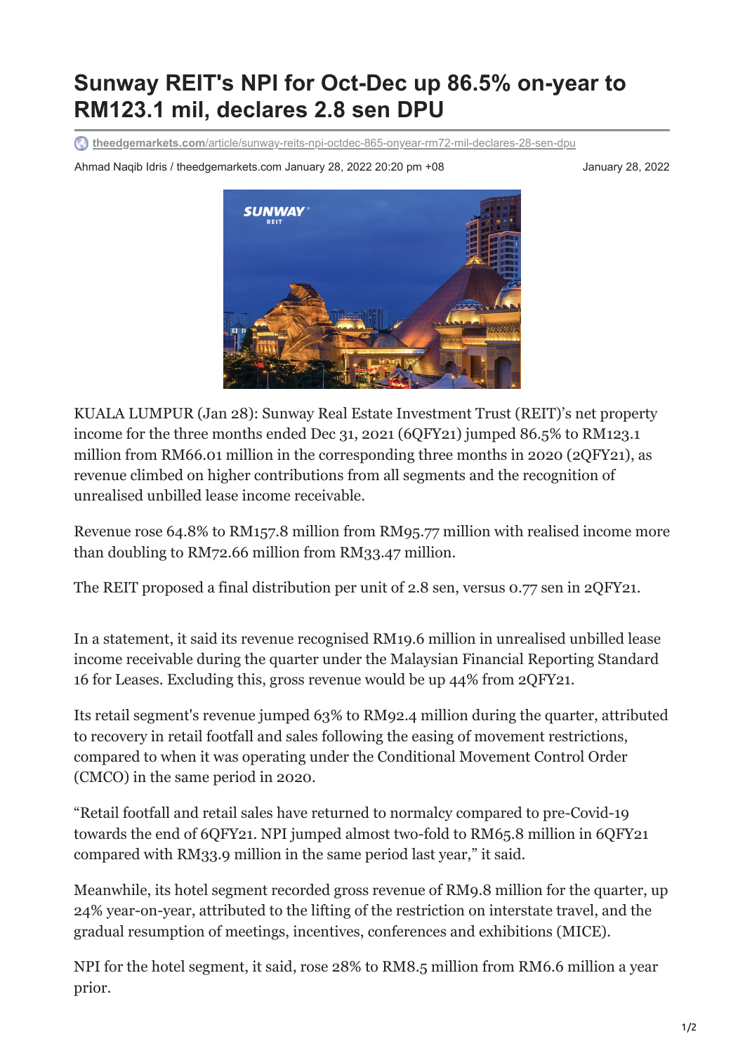# Sunway REIT's NPI for Oct-Dec up 86.5% on-year to RM123.1 mil, declares 2.8 sen DPU

theedgemarkets.com/article/sunway-reits-npi-octdec-865-onyear-rm72-mil-declares-28-sen-dpu

Ahmad Naqib Idris / theedgemarkets.com January 28, 2022 20:20 pm +08 January 28, 2022

KUALA LUMPUR (Jan 28): Sunway Real Estate Investment Trust (REIT)'s net property income for the three months ended Dec 31, 2021 (6QFY21) jumped 86.5% to RM123.1 million from RM66.01 million in the corresponding three months in 2020 (2QFY21), as revenue climbed on higher contributions from all segments and the recognition of unrealised unbilled lease income receivable.

Revenue rose 64.8% to RM157.8 million from RM95.77 million with realised income more than doubling to RM72.66 million from RM33.47 million.

The REIT proposed a final distribution per unit of 2.8 sen, versus 0.77 sen in 2QFY21.

In a statement, it said its revenue recognised RM19.6 million in unrealised unbilled lease income receivable during the quarter under the Malaysian Financial Reporting Standard 16 for Leases. Excluding this, gross revenue would be up 44% from 2QFY21.

Its retail segment's revenue jumped 63% to RM92.4 million during the quarter, attributed to recovery in retail footfall and sales following the easing of movement restrictions, compared to when it was operating under the Conditional Movement Control Order (CMCO) in the same period in 2020.

"Retail footfall and retail sales have returned to normalcy compared to pre-Covid-19 towards the end of 6QFY21. NPI jumped almost two-fold to RM65.8 million in 6QFY21 compared with RM33.9 million in the same period last year," it said.

Meanwhile, its hotel segment recorded gross revenue of RM9.8 million for the quarter, up 24% year-on-year, attributed to the lifting of the restriction on interstate travel, and the gradual resumption of meetings, incentives, conferences and exhibitions (MICE).

NPI for the hotel segment, it said, rose 28% to RM8.5 million from RM6.6 million a year prior.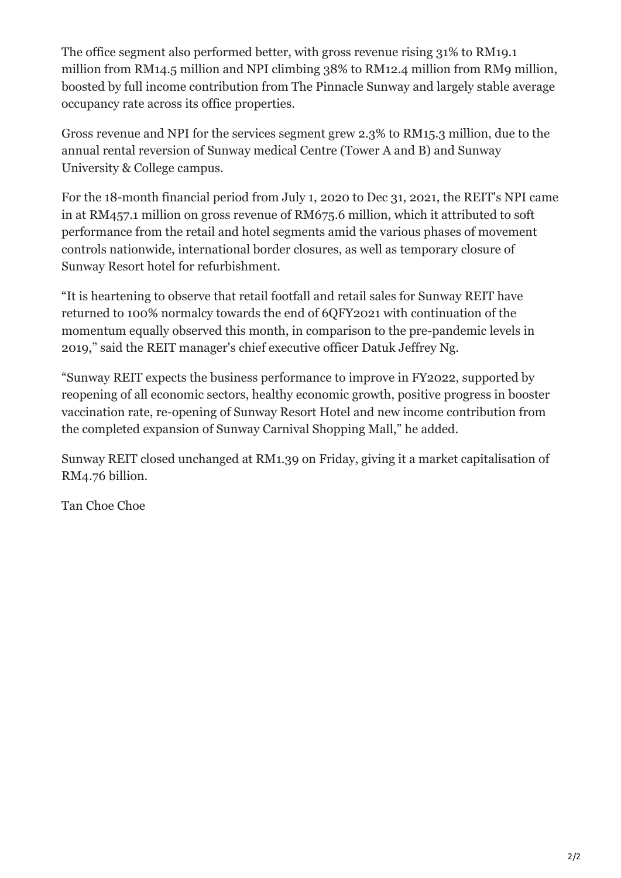The office segment also performed better, with gross revenue rising 31% to RM19.1 million from RM14.5 million and NPI climbing 38% to RM12.4 million from RM9 million, boosted by full income contribution from The Pinnacle Sunway and largely stable average occupancy rate across its office properties.

Gross revenue and NPI for the services segment grew 2.3% to RM15.3 million, due to the annual rental reversion of Sunway medical Centre (Tower A and B) and Sunway University & College campus.

For the 18-month financial period from July 1, 2020 to Dec 31, 2021, the REIT's NPI came in at RM457.1 million on gross revenue of RM675.6 million, which it attributed to soft performance from the retail and hotel segments amid the various phases of movement controls nationwide, international border closures, as well as temporary closure of Sunway Resort hotel for refurbishment.

"It is heartening to observe that retail footfall and retail sales for Sunway REIT have returned to 100% normalcy towards the end of 6QFY2021 with continuation of the momentum equally observed this month, in comparison to the pre-pandemic levels in 2019," said the REIT manager's chief executive officer Datuk Jeffrey Ng.

"Sunway REIT expects the business performance to improve in FY2022, supported by reopening of all economic sectors, healthy economic growth, positive progress in booster vaccination rate, re-opening of Sunway Resort Hotel and new income contribution from the completed expansion of Sunway Carnival Shopping Mall," he added.

Sunway REIT closed unchanged at RM1.39 on Friday, giving it a market capitalisation of RM4.76 billion.

Tan Choe Choe